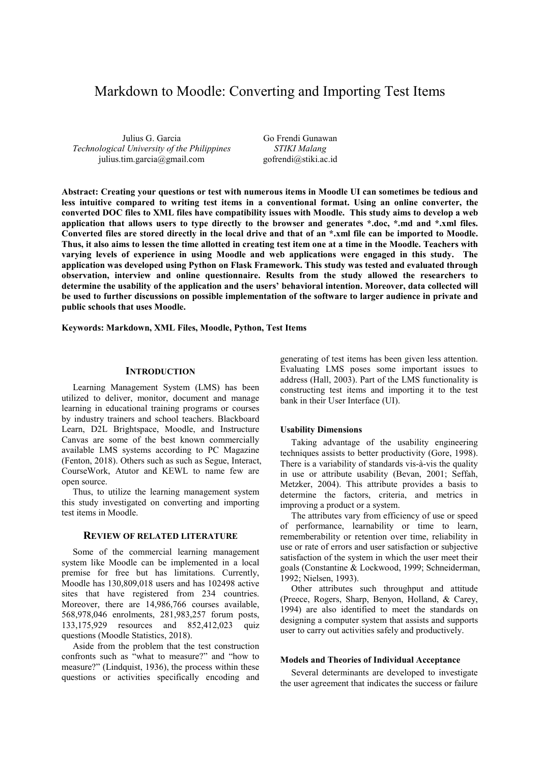# Markdown to Moodle: Converting and Importing Test Items

Julius G. Garcia
*Technological University of the Philippines*
julius.tim.garcia@gmail.com

Go Frendi Gunawan
*STIKI Malang*
gofrendi@stiki.ac.id

**Abstract: Creating your questions or test with numerous items in Moodle UI can sometimes be tedious and less intuitive compared to writing test items in a conventional format. Using an online converter, the converted DOC files to XML files have compatibility issues with Moodle. This study aims to develop a web application that allows users to type directly to the browser and generates *.doc, *.md and *.xml files. Converted files are stored directly in the local drive and that of an *.xml file can be imported to Moodle. Thus, it also aims to lessen the time allotted in creating test item one at a time in the Moodle. Teachers with varying levels of experience in using Moodle and web applications were engaged in this study. The application was developed using Python on Flask Framework. This study was tested and evaluated through observation, interview and online questionnaire. Results from the study allowed the researchers to determine the usability of the application and the users' behavioral intention. Moreover, data collected will be used to further discussions on possible implementation of the software to larger audience in private and public schools that uses Moodle.**

**Keywords: Markdown, XML Files, Moodle, Python, Test Items**

## INTRODUCTION

Learning Management System (LMS) has been utilized to deliver, monitor, document and manage learning in educational training programs or courses by industry trainers and school teachers. Blackboard Learn, D2L Brightspace, Moodle, and Instructure Canvas are some of the best known commercially available LMS systems according to PC Magazine (Fenton, 2018). Others such as such as Segue, Interact, CourseWork, Atutor and KEWL to name few are open source.

Thus, to utilize the learning management system this study investigated on converting and importing test items in Moodle.

## REVIEW OF RELATED LITERATURE

Some of the commercial learning management system like Moodle can be implemented in a local premise for free but has limitations. Currently, Moodle has 130,809,018 users and has 102498 active sites that have registered from 234 countries. Moreover, there are 14,986,766 courses available, 568,978,046 enrolments, 281,983,257 forum posts, 133,175,929 resources and 852,412,023 quiz questions (Moodle Statistics, 2018).

Aside from the problem that the test construction confronts such as "what to measure?" and "how to measure?" (Lindquist, 1936), the process within these questions or activities specifically encoding and generating of test items has been given less attention. Evaluating LMS poses some important issues to address (Hall, 2003). Part of the LMS functionality is constructing test items and importing it to the test bank in their User Interface (UI).

### Usability Dimensions

Taking advantage of the usability engineering techniques assists to better productivity (Gore, 1998). There is a variability of standards vis-à-vis the quality in use or attribute usability (Bevan, 2001; Seffah, Metzker, 2004). This attribute provides a basis to determine the factors, criteria, and metrics in improving a product or a system.

The attributes vary from efficiency of use or speed of performance, learnability or time to learn, rememberability or retention over time, reliability in use or rate of errors and user satisfaction or subjective satisfaction of the system in which the user meet their goals (Constantine & Lockwood, 1999; Schneiderman, 1992; Nielsen, 1993).

Other attributes such throughput and attitude (Preece, Rogers, Sharp, Benyon, Holland, & Carey, 1994) are also identified to meet the standards on designing a computer system that assists and supports user to carry out activities safely and productively.

### Models and Theories of Individual Acceptance

Several determinants are developed to investigate the user agreement that indicates the success or failure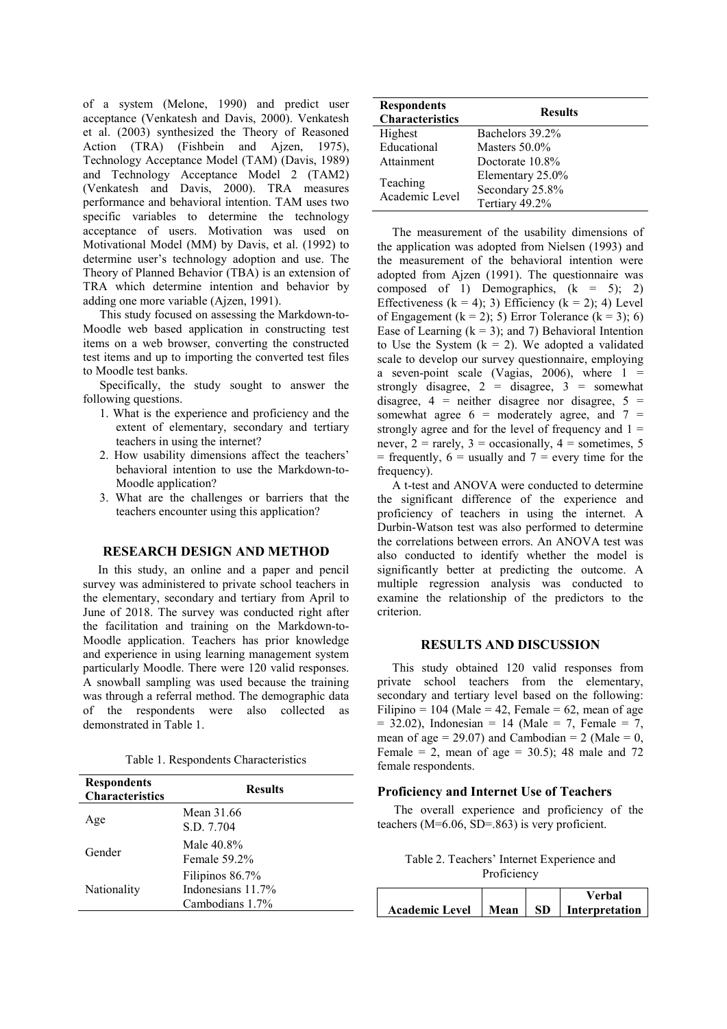of a system (Melone, 1990) and predict user acceptance (Venkatesh and Davis, 2000). Venkatesh et al. (2003) synthesized the Theory of Reasoned Action (TRA) (Fishbein and Ajzen, 1975), Technology Acceptance Model (TAM) (Davis, 1989) and Technology Acceptance Model 2 (TAM2) (Venkatesh and Davis, 2000). TRA measures performance and behavioral intention. TAM uses two specific variables to determine the technology acceptance of users. Motivation was used on Motivational Model (MM) by Davis, et al. (1992) to determine user's technology adoption and use. The Theory of Planned Behavior (TBA) is an extension of TRA which determine intention and behavior by adding one more variable (Ajzen, 1991).

This study focused on assessing the Markdown-to-Moodle web based application in constructing test items on a web browser, converting the constructed test items and up to importing the converted test files to Moodle test banks.

Specifically, the study sought to answer the following questions.

1. What is the experience and proficiency and the extent of elementary, secondary and tertiary teachers in using the internet?
2. How usability dimensions affect the teachers' behavioral intention to use the Markdown-to-Moodle application?
3. What are the challenges or barriers that the teachers encounter using this application?

## RESEARCH DESIGN AND METHOD

In this study, an online and a paper and pencil survey was administered to private school teachers in the elementary, secondary and tertiary from April to June of 2018. The survey was conducted right after the facilitation and training on the Markdown-to-Moodle application. Teachers has prior knowledge and experience in using learning management system particularly Moodle. There were 120 valid responses. A snowball sampling was used because the training was through a referral method. The demographic data of the respondents were also collected as demonstrated in Table 1.

Table 1. Respondents Characteristics

| Respondents Characteristics | Results |
|---|---|
| Age | Mean 31.66<br>S.D. 7.704 |
| Gender | Male 40.8%<br>Female 59.2% |
| Nationality | Filipinos 86.7%<br>Indonesians 11.7%<br>Cambodians 1.7% |
| Highest Educational Attainment | Bachelors 39.2%<br>Masters 50.0%<br>Doctorate 10.8% |
| Teaching Academic Level | Elementary 25.0%<br>Secondary 25.8%<br>Tertiary 49.2% |

The measurement of the usability dimensions of the application was adopted from Nielsen (1993) and the measurement of the behavioral intention were adopted from Ajzen (1991). The questionnaire was composed of 1) Demographics, $(k = 5)$; 2) Effectiveness $(k = 4)$; 3) Efficiency $(k = 2)$; 4) Level of Engagement $(k = 2)$; 5) Error Tolerance $(k = 3)$; 6) Ease of Learning $(k = 3)$; and 7) Behavioral Intention to Use the System $(k = 2)$. We adopted a validated scale to develop our survey questionnaire, employing a seven-point scale (Vagias, 2006), where 1 = strongly disagree, 2 = disagree, 3 = somewhat disagree, 4 = neither disagree nor disagree, 5 = somewhat agree 6 = moderately agree, and 7 = strongly agree and for the level of frequency and 1 = never, 2 = rarely, 3 = occasionally, 4 = sometimes, 5 = frequently, 6 = usually and 7 = every time for the frequency).

A t-test and ANOVA were conducted to determine the significant difference of the experience and proficiency of teachers in using the internet. A Durbin-Watson test was also performed to determine the correlations between errors. An ANOVA test was also conducted to identify whether the model is significantly better at predicting the outcome. A multiple regression analysis was conducted to examine the relationship of the predictors to the criterion.

## RESULTS AND DISCUSSION

This study obtained 120 valid responses from private school teachers from the elementary, secondary and tertiary level based on the following: Filipino = 104 (Male = 42, Female = 62, mean of age = 32.02), Indonesian = 14 (Male = 7, Female = 7, mean of age = 29.07) and Cambodian = 2 (Male = 0, Female = 2, mean of age = 30.5); 48 male and 72 female respondents.

### Proficiency and Internet Use of Teachers

The overall experience and proficiency of the teachers (M=6.06, SD=.863) is very proficient.

Table 2. Teachers' Internet Experience and Proficiency

| Academic Level | Mean | SD | Verbal Interpretation |
|---|---|---|---|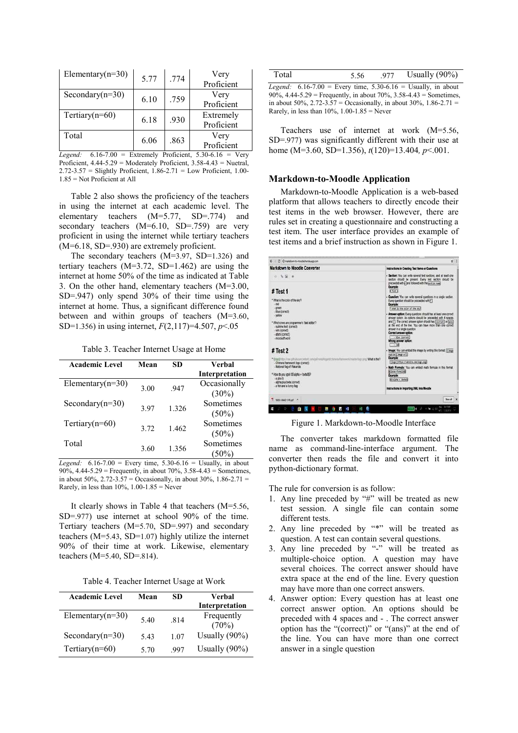| Elementary(n=30) | 5.77 | .774 | Very Proficient |
|---|---|---|---|
| Secondary(n=30) | 6.10 | .759 | Very Proficient |
| Tertiary(n=60) | 6.18 | .930 | Extremely Proficient |
| Total | 6.06 | .863 | Very Proficient |

*Legend:* 6.16-7.00 = Extremely Proficient, 5.30-6.16 = Very Proficient, 4.44-5.29 = Moderately Proficient, 3.58-4.43 = Nuetral, 2.72-3.57 = Slightly Proficient, 1.86-2.71 = Low Proficient, 1.00-1.85 = Not Proficient at All

Table 2 also shows the proficiency of the teachers in using the internet at each academic level. The elementary teachers (M=5.77, SD=.774) and secondary teachers (M=6.10, SD=.759) are very proficient in using the internet while tertiary teachers (M=6.18, SD=.930) are extremely proficient.

The secondary teachers (M=3.97, SD=1.326) and tertiary teachers (M=3.72, SD=1.462) are using the internet at home 50% of the time as indicated at Table 3. On the other hand, elementary teachers (M=3.00, SD=.947) only spend 30% of their time using the internet at home. Thus, a significant difference found between and within groups of teachers (M=3.60, SD=1.356) in using internet, $F(2,117)=4.507$, $p<.05$

Table 3. Teacher Internet Usage at Home

| Academic Level | Mean | SD | Verbal Interpretation |
|---|---|---|---|
| Elementary(n=30) | 3.00 | .947 | Occasionally (30%) |
| Secondary(n=30) | 3.97 | 1.326 | Sometimes (50%) |
| Tertiary(n=60) | 3.72 | 1.462 | Sometimes (50%) |
| Total | 3.60 | 1.356 | Sometimes (50%) |

*Legend:* 6.16-7.00 = Every time, 5.30-6.16 = Usually, in about 90%, 4.44-5.29 = Frequently, in about 70%, 3.58-4.43 = Sometimes, in about 50%, 2.72-3.57 = Occasionally, in about 30%, 1.86-2.71 = Rarely, in less than 10%, 1.00-1.85 = Never

It clearly shows in Table 4 that teachers (M=5.56, SD=.977) use internet at school 90% of the time. Tertiary teachers (M=5.70, SD=.997) and secondary teachers (M=5.43, SD=1.07) highly utilize the internet 90% of their time at work. Likewise, elementary teachers (M=5.40, SD=.814).

Table 4. Teacher Internet Usage at Work

| Academic Level | Mean | SD | Verbal Interpretation |
|---|---|---|---|
| Elementary(n=30) | 5.40 | .814 | Frequently (70%) |
| Secondary(n=30) | 5.43 | 1.07 | Usually (90%) |
| Tertiary(n=60) | 5.70 | .997 | Usually (90%) |
| Total | 5.56 | .977 | Usually (90%) |

*Legend:* 6.16-7.00 = Every time, 5.30-6.16 = Usually, in about 90%, 4.44-5.29 = Frequently, in about 70%, 3.58-4.43 = Sometimes, in about 50%, 2.72-3.57 = Occasionally, in about 30%, 1.86-2.71 = Rarely, in less than 10%, 1.00-1.85 = Never

Teachers use of internet at work (M=5.56, SD=.977) was significantly different with their use at home (M=3.60, SD=1.356), $t(120)=13.404$, $p<.001$.

## Markdown-to-Moodle Application

Markdown-to-Moodle Application is a web-based platform that allows teachers to directly encode their test items in the web browser. However, there are rules set in creating a questionnaire and constructing a test item. The user interface provides an example of test items and a brief instruction as shown in Figure 1.

Figure 1. Markdown-to-Moodle Interface

The converter takes markdown formatted file name as command-line-interface argument. The converter then reads the file and convert it into python-dictionary format.

The rule for conversion is as follow:

1. Any line preceded by "#" will be treated as new test session. A single file can contain some different tests.
2. Any line preceded by "*" will be treated as question. A test can contain several questions.
3. Any line preceded by "-" will be treated as multiple-choice option. A question may have several choices. The correct answer should have extra space at the end of the line. Every question may have more than one correct answers.
4. Answer option: Every question has at least one correct answer option. An options should be preceded with 4 spaces and - . The correct answer option has the "(correct)" or "(ans)" at the end of the line. You can have more than one correct answer in a single question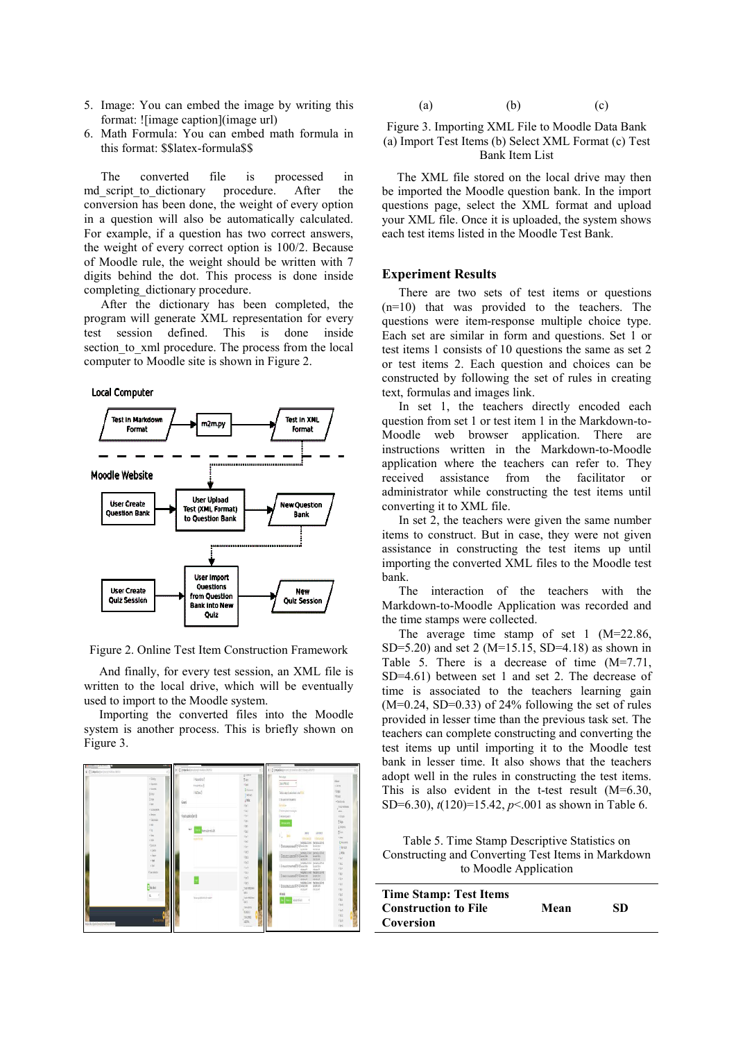5. Image: You can embed the image by writing this format: ![image caption](image url)
6. Math Formula: You can embed math formula in this format: $$latex-formula$$

The converted file is processed in md_script_to_dictionary procedure. After the conversion has been done, the weight of every option in a question will also be automatically calculated. For example, if a question has two correct answers, the weight of every correct option is 100/2. Because of Moodle rule, the weight should be written with 7 digits behind the dot. This process is done inside completing_dictionary procedure.

After the dictionary has been completed, the program will generate XML representation for every test session defined. This is done inside section_to_xml procedure. The process from the local computer to Moodle site is shown in Figure 2.

Figure 2. Online Test Item Construction Framework

And finally, for every test session, an XML file is written to the local drive, which will be eventually used to import to the Moodle system.

Importing the converted files into the Moodle system is another process. This is briefly shown on Figure 3.

(a) (b) (c)

Figure 3. Importing XML File to Moodle Data Bank (a) Import Test Items (b) Select XML Format (c) Test Bank Item List

The XML file stored on the local drive may then be imported the Moodle question bank. In the import questions page, select the XML format and upload your XML file. Once it is uploaded, the system shows each test items listed in the Moodle Test Bank.

## Experiment Results

There are two sets of test items or questions (n=10) that was provided to the teachers. The questions were item-response multiple choice type. Each set are similar in form and questions. Set 1 or test items 1 consists of 10 questions the same as set 2 or test items 2. Each question and choices can be constructed by following the set of rules in creating text, formulas and images link.

In set 1, the teachers directly encoded each question from set 1 or test item 1 in the Markdown-to-Moodle web browser application. There are instructions written in the Markdown-to-Moodle application where the teachers can refer to. They received assistance from the facilitator or administrator while constructing the test items until converting it to XML file.

In set 2, the teachers were given the same number items to construct. But in case, they were not given assistance in constructing the test items up until importing the converted XML files to the Moodle test bank.

The interaction of the teachers with the Markdown-to-Moodle Application was recorded and the time stamps were collected.

The average time stamp of set 1 (M=22.86, SD=5.20) and set 2 (M=15.15, SD=4.18) as shown in Table 5. There is a decrease of time (M=7.71, SD=4.61) between set 1 and set 2. The decrease of time is associated to the teachers learning gain (M=0.24, SD=0.33) of 24% following the set of rules provided in lesser time than the previous task set. The teachers can complete constructing and converting the test items up until importing it to the Moodle test bank in lesser time. It also shows that the teachers adopt well in the rules in constructing the test items. This is also evident in the t-test result (M=6.30, SD=6.30), $t(120)=15.42$, $p<.001$ as shown in Table 6.

Table 5. Time Stamp Descriptive Statistics on Constructing and Converting Test Items in Markdown to Moodle Application

| Time Stamp: Test Items Construction to File Coversion | Mean | SD |
|---|---|---|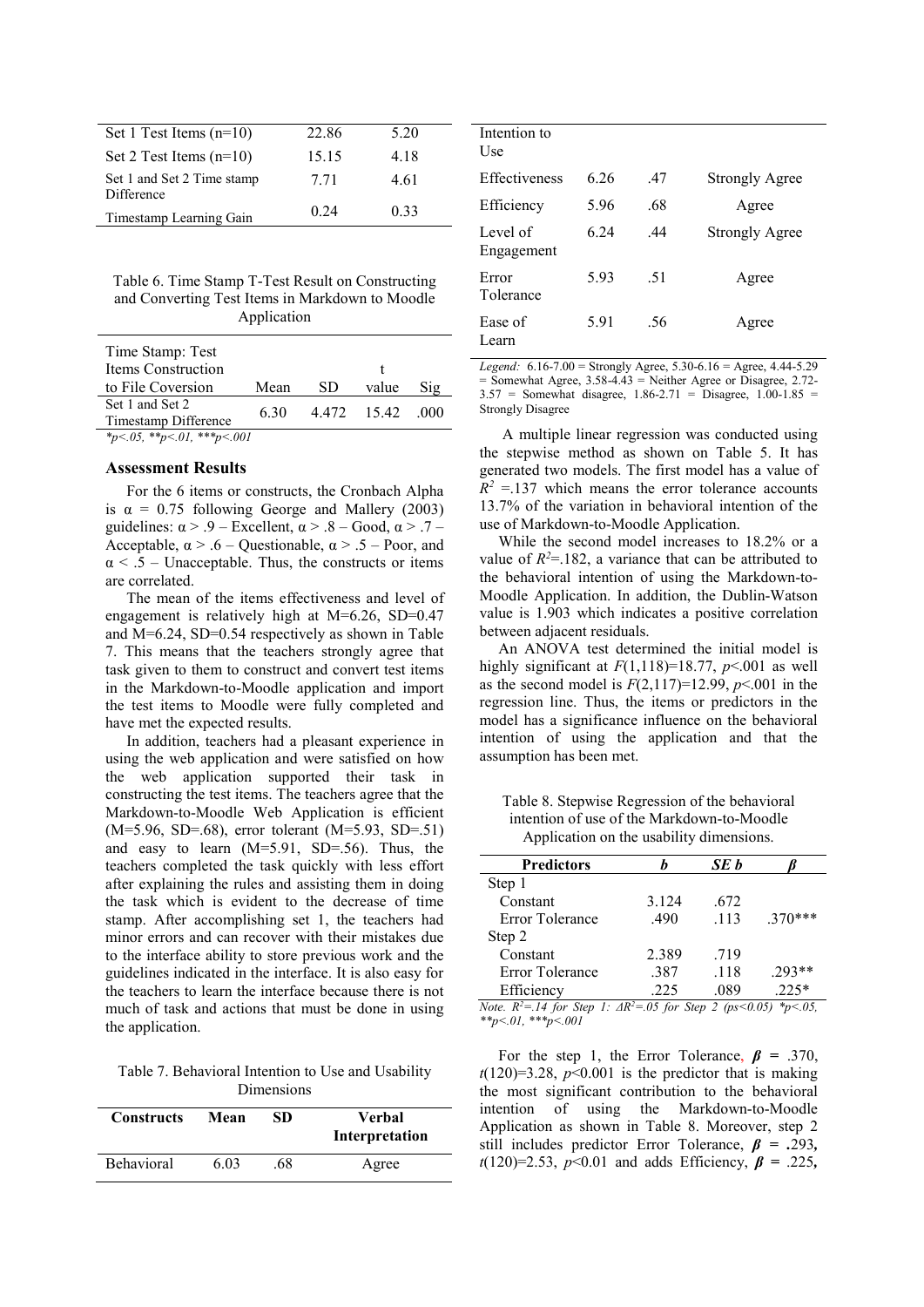| Set 1 Test Items (n=10) | 22.86 | 5.20 |
|---|---|---|
| Set 2 Test Items (n=10) | 15.15 | 4.18 |
| Set 1 and Set 2 Time stamp Difference | 7.71 | 4.61 |
| Timestamp Learning Gain | 0.24 | 0.33 |

Table 6. Time Stamp T-Test Result on Constructing and Converting Test Items in Markdown to Moodle Application

| Time Stamp: Test Items Construction to File Coversion | Mean | SD | t value | Sig |
|---|---|---|---|---|
| Set 1 and Set 2 Timestamp Difference | 6.30 | 4.472 | 15.42 | .000 |

*$p<.05$, **$p<.01$, ***$p<.001$

### Assessment Results

For the 6 items or constructs, the Cronbach Alpha is $\alpha = 0.75$ following George and Mallery (2003) guidelines: $\alpha > .9$ – Excellent, $\alpha > .8$ – Good, $\alpha > .7$ – Acceptable, $\alpha > .6$ – Questionable, $\alpha > .5$ – Poor, and $\alpha < .5$ – Unacceptable. Thus, the constructs or items are correlated.

The mean of the items effectiveness and level of engagement is relatively high at M=6.26, SD=0.47 and M=6.24, SD=0.54 respectively as shown in Table 7. This means that the teachers strongly agree that task given to them to construct and convert test items in the Markdown-to-Moodle application and import the test items to Moodle were fully completed and have met the expected results.

In addition, teachers had a pleasant experience in using the web application and were satisfied on how the web application supported their task in constructing the test items. The teachers agree that the Markdown-to-Moodle Web Application is efficient (M=5.96, SD=.68), error tolerant (M=5.93, SD=.51) and easy to learn (M=5.91, SD=.56). Thus, the teachers completed the task quickly with less effort after explaining the rules and assisting them in doing the task which is evident to the decrease of time stamp. After accomplishing set 1, the teachers had minor errors and can recover with their mistakes due to the interface ability to store previous work and the guidelines indicated in the interface. It is also easy for the teachers to learn the interface because there is not much of task and actions that must be done in using the application.

Table 7. Behavioral Intention to Use and Usability Dimensions

| Constructs | Mean | SD | Verbal Interpretation |
|---|---|---|---|
| Behavioral Intention to Use | 6.03 | .68 | Agree |
| Effectiveness | 6.26 | .47 | Strongly Agree |
| Efficiency | 5.96 | .68 | Agree |
| Level of Engagement | 6.24 | .44 | Strongly Agree |
| Error Tolerance | 5.93 | .51 | Agree |
| Ease of Learn | 5.91 | .56 | Agree |

*Legend:* 6.16-7.00 = Strongly Agree, 5.30-6.16 = Agree, 4.44-5.29 = Somewhat Agree, 3.58-4.43 = Neither Agree or Disagree, 2.72-3.57 = Somewhat disagree, 1.86-2.71 = Disagree, 1.00-1.85 = Strongly Disagree

A multiple linear regression was conducted using the stepwise method as shown on Table 5. It has generated two models. The first model has a value of $R^2 = .137$ which means the error tolerance accounts 13.7% of the variation in behavioral intention of the use of Markdown-to-Moodle Application.

While the second model increases to 18.2% or a value of $R^2$=.182, a variance that can be attributed to the behavioral intention of using the Markdown-to-Moodle Application. In addition, the Dublin-Watson value is 1.903 which indicates a positive correlation between adjacent residuals.

An ANOVA test determined the initial model is highly significant at $F(1,118)=18.77$, $p<.001$ as well as the second model is $F(2,117)=12.99$, $p<.001$ in the regression line. Thus, the items or predictors in the model has a significance influence on the behavioral intention of using the application and that the assumption has been met.

Table 8. Stepwise Regression of the behavioral intention of use of the Markdown-to-Moodle Application on the usability dimensions.

| Predictors | *b* | *SE b* | *β* |
|---|---|---|---|
| Step 1 | | | |
| Constant | 3.124 | .672 | |
| Error Tolerance | .490 | .113 | .370*** |
| Step 2 | | | |
| Constant | 2.389 | .719 | |
| Error Tolerance | .387 | .118 | .293** |
| Efficiency | .225 | .089 | .225* |

*Note.* $R^2$=.14 for Step 1: $\Delta R^2$=.05 for Step 2 ($ps<0.05$) *$p<.05$, **$p<.01$, ***$p<.001$

For the step 1, the Error Tolerance, $\beta = .370$, $t(120)=3.28$, $p<0.001$ is the predictor that is making the most significant contribution to the behavioral intention of using the Markdown-to-Moodle Application as shown in Table 8. Moreover, step 2 still includes predictor Error Tolerance, $\beta = .293$, $t(120)=2.53$, $p<0.01$ and adds Efficiency, $\beta = .225$,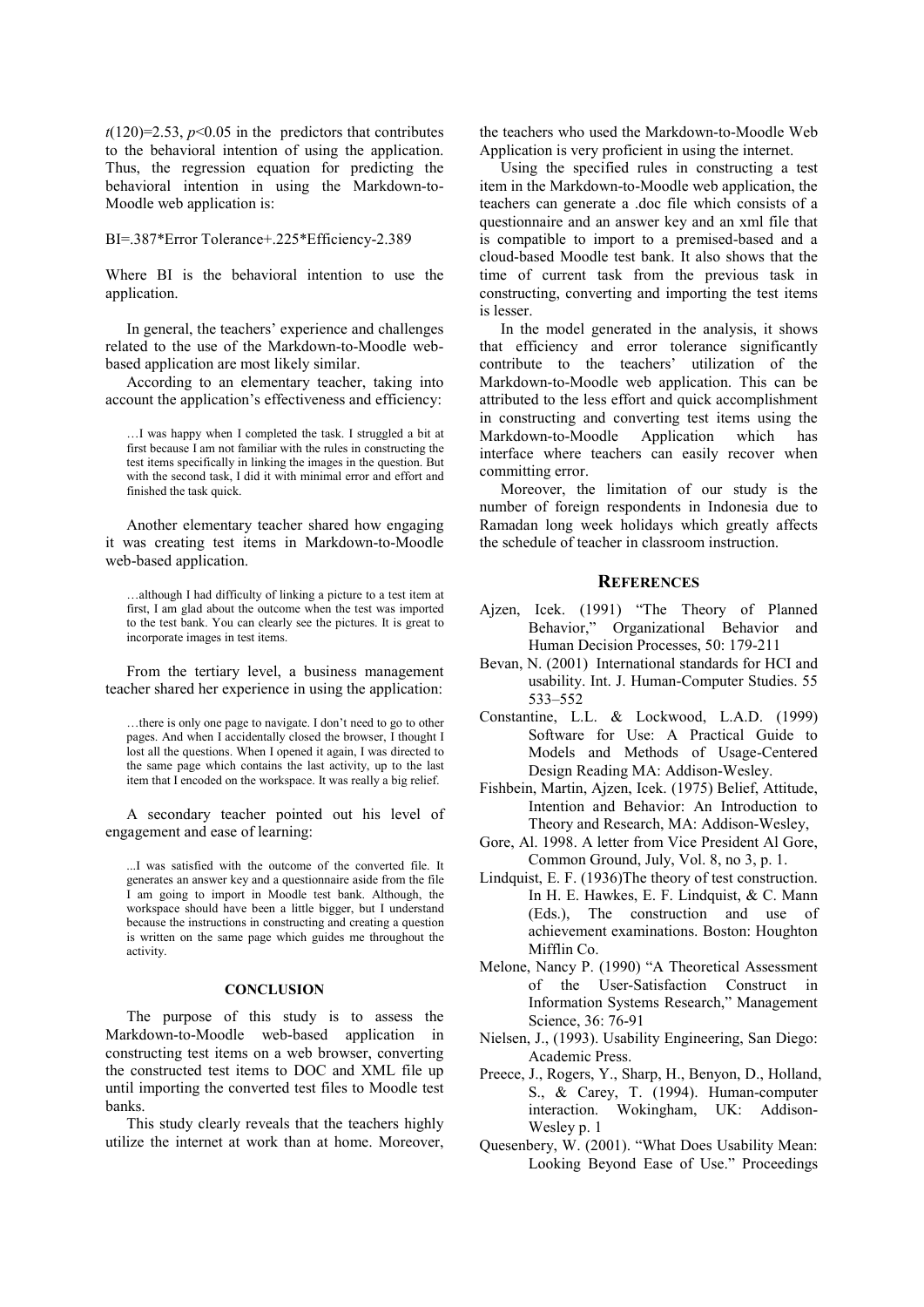$t(120)=2.53$, $p<0.05$ in the predictors that contributes to the behavioral intention of using the application. Thus, the regression equation for predicting the behavioral intention in using the Markdown-to-Moodle web application is:

$$BI=.387*Error\ Tolerance+.225*Efficiency-2.389$$

Where BI is the behavioral intention to use the application.

In general, the teachers' experience and challenges related to the use of the Markdown-to-Moodle web-based application are most likely similar.

According to an elementary teacher, taking into account the application's effectiveness and efficiency:

> …I was happy when I completed the task. I struggled a bit at first because I am not familiar with the rules in constructing the test items specifically in linking the images in the question. But with the second task, I did it with minimal error and effort and finished the task quick.

Another elementary teacher shared how engaging it was creating test items in Markdown-to-Moodle web-based application.

> …although I had difficulty of linking a picture to a test item at first, I am glad about the outcome when the test was imported to the test bank. You can clearly see the pictures. It is great to incorporate images in test items.

From the tertiary level, a business management teacher shared her experience in using the application:

> …there is only one page to navigate. I don't need to go to other pages. And when I accidentally closed the browser, I thought I lost all the questions. When I opened it again, I was directed to the same page which contains the last activity, up to the last item that I encoded on the workspace. It was really a big relief.

A secondary teacher pointed out his level of engagement and ease of learning:

> ...I was satisfied with the outcome of the converted file. It generates an answer key and a questionnaire aside from the file I am going to import in Moodle test bank. Although, the workspace should have been a little bigger, but I understand because the instructions in constructing and creating a question is written on the same page which guides me throughout the activity.

## CONCLUSION

The purpose of this study is to assess the Markdown-to-Moodle web-based application in constructing test items on a web browser, converting the constructed test items to DOC and XML file up until importing the converted test files to Moodle test banks.

This study clearly reveals that the teachers highly utilize the internet at work than at home. Moreover, the teachers who used the Markdown-to-Moodle Web Application is very proficient in using the internet.

Using the specified rules in constructing a test item in the Markdown-to-Moodle web application, the teachers can generate a .doc file which consists of a questionnaire and an answer key and an xml file that is compatible to import to a premised-based and a cloud-based Moodle test bank. It also shows that the time of current task from the previous task in constructing, converting and importing the test items is lesser.

In the model generated in the analysis, it shows that efficiency and error tolerance significantly contribute to the teachers' utilization of the Markdown-to-Moodle web application. This can be attributed to the less effort and quick accomplishment in constructing and converting test items using the Markdown-to-Moodle Application which has interface where teachers can easily recover when committing error.

Moreover, the limitation of our study is the number of foreign respondents in Indonesia due to Ramadan long week holidays which greatly affects the schedule of teacher in classroom instruction.

## REFERENCES

Ajzen, Icek. (1991) "The Theory of Planned Behavior," Organizational Behavior and Human Decision Processes, 50: 179-211

Bevan, N. (2001) International standards for HCI and usability. Int. J. Human-Computer Studies. 55 533–552

Constantine, L.L. & Lockwood, L.A.D. (1999) Software for Use: A Practical Guide to Models and Methods of Usage-Centered Design Reading MA: Addison-Wesley.

Fishbein, Martin, Ajzen, Icek. (1975) Belief, Attitude, Intention and Behavior: An Introduction to Theory and Research, MA: Addison-Wesley,

Gore, Al. 1998. A letter from Vice President Al Gore, Common Ground, July, Vol. 8, no 3, p. 1.

Lindquist, E. F. (1936)The theory of test construction. In H. E. Hawkes, E. F. Lindquist, & C. Mann (Eds.), The construction and use of achievement examinations. Boston: Houghton Mifflin Co.

Melone, Nancy P. (1990) "A Theoretical Assessment of the User-Satisfaction Construct in Information Systems Research," Management Science, 36: 76-91

Nielsen, J., (1993). Usability Engineering, San Diego: Academic Press.

Preece, J., Rogers, Y., Sharp, H., Benyon, D., Holland, S., & Carey, T. (1994). Human-computer interaction. Wokingham, UK: Addison-Wesley p. 1

Quesenbery, W. (2001). "What Does Usability Mean: Looking Beyond Ease of Use." Proceedings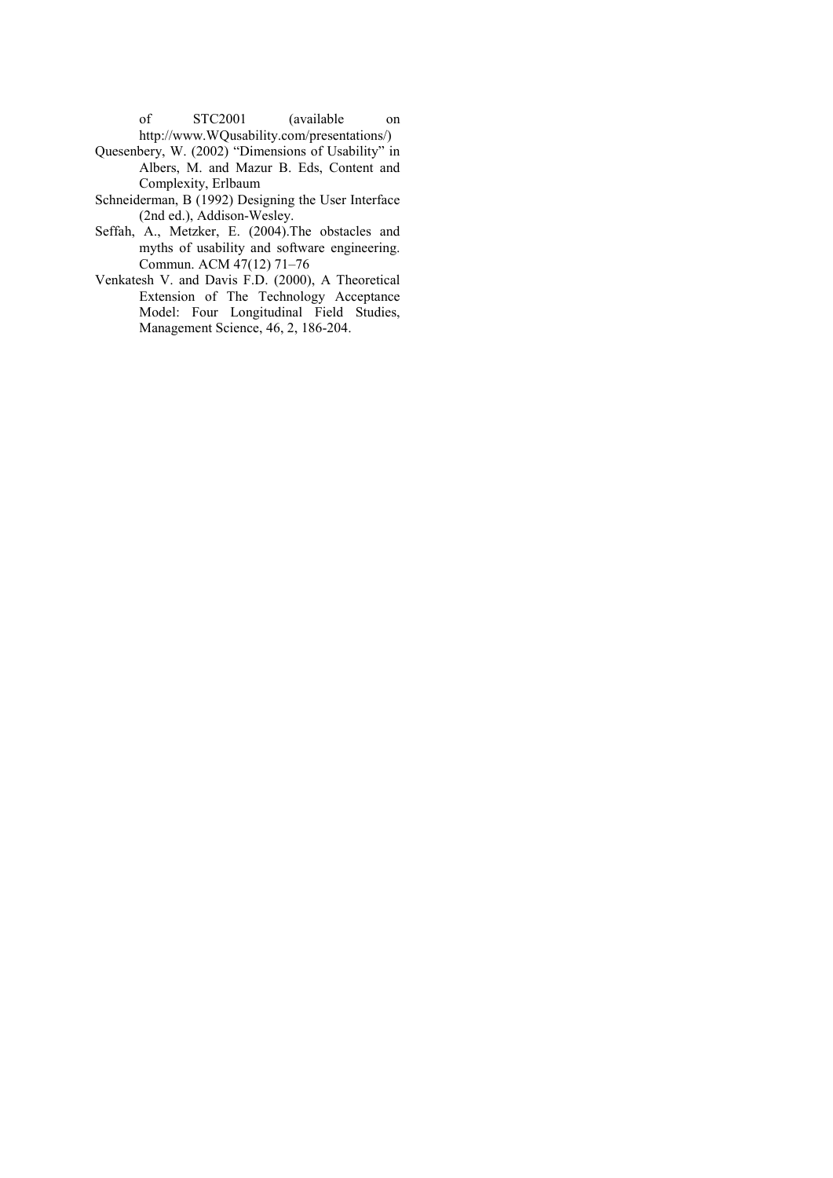of STC2001 (available on http://www.WQusability.com/presentations/)

Quesenbery, W. (2002) "Dimensions of Usability" in Albers, M. and Mazur B. Eds, Content and Complexity, Erlbaum

Schneiderman, B (1992) Designing the User Interface (2nd ed.), Addison-Wesley.

Seffah, A., Metzker, E. (2004).The obstacles and myths of usability and software engineering. Commun. ACM 47(12) 71–76

Venkatesh V. and Davis F.D. (2000), A Theoretical Extension of The Technology Acceptance Model: Four Longitudinal Field Studies, Management Science, 46, 2, 186-204.